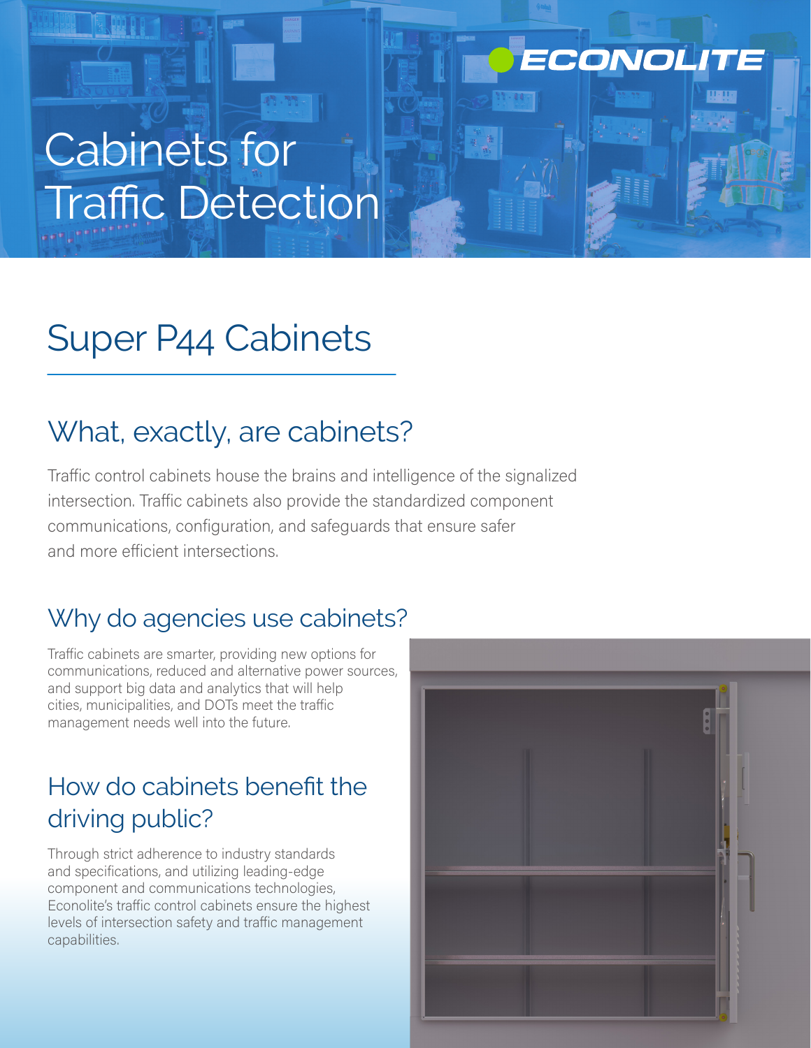ECONOLITE

# Cabinets for Traffic Detection

## Super P44 Cabinets

### What, exactly, are cabinets?

Traffic control cabinets house the brains and intelligence of the signalized intersection. Traffic cabinets also provide the standardized component communications, configuration, and safeguards that ensure safer and more efficient intersections.

### Why do agencies use cabinets?

Traffic cabinets are smarter, providing new options for communications, reduced and alternative power sources, and support big data and analytics that will help cities, municipalities, and DOTs meet the traffic management needs well into the future.

### How do cabinets benefit the driving public?

Through strict adherence to industry standards and specifications, and utilizing leading-edge component and communications technologies, Econolite's traffic control cabinets ensure the highest levels of intersection safety and traffic management capabilities.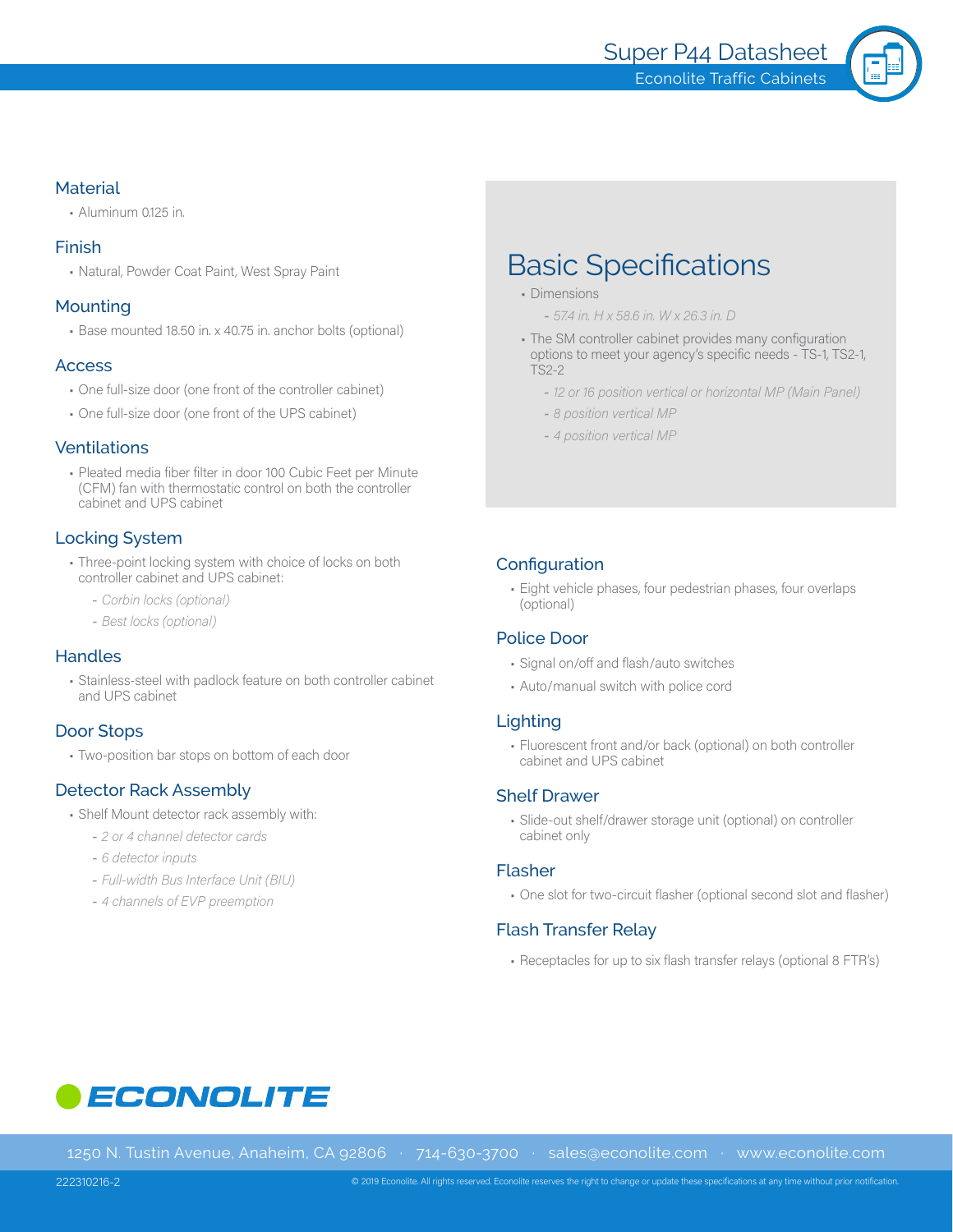## Material

- Aluminum 0.125 in.

## Finish

- Natural, Powder Coat Paint, West Spray Paint

## Mounting

- Base mounted 18.50 in. x 40.75 in. anchor bolts (optional)

## Access

- One full-size door (one front of the controller cabinet)
- One full-size door (one front of the UPS cabinet)

## Ventilations

- Pleated media fiber filter in door 100 Cubic Feet per Minute (CFM) fan with thermostatic control on both the controller cabinet and UPS cabinet

## Locking System

- Three-point locking system with choice of locks on both controller cabinet and UPS cabinet:
  - *Corbin locks (optional)*
  - *Best locks (optional)*

## Handles

- Stainless-steel with padlock feature on both controller cabinet and UPS cabinet

## Door Stops

- Two-position bar stops on bottom of each door

## Detector Rack Assembly

- Shelf Mount detector rack assembly with:
  - *2 or 4 channel detector cards*
  - *6 detector inputs*
  - *Full-width Bus Interface Unit (BIU)*
  - *4 channels of EVP preemption*

# Basic Specifications

- Dimensions
  - *57.4 in. H x 58.6 in. W x 26.3 in. D*
- The SM controller cabinet provides many configuration options to meet your agency's specific needs - TS-1, TS2-1, TS2-2
  - *12 or 16 position vertical or horizontal MP (Main Panel)*
  - *8 position vertical MP*
  - *4 position vertical MP*

## Configuration

- Eight vehicle phases, four pedestrian phases, four overlaps (optional)

## Police Door

- Signal on/off and flash/auto switches
- Auto/manual switch with police cord

## Lighting

- Fluorescent front and/or back (optional) on both controller cabinet and UPS cabinet

## Shelf Drawer

- Slide-out shelf/drawer storage unit (optional) on controller cabinet only

## Flasher

- One slot for two-circuit flasher (optional second slot and flasher)

## Flash Transfer Relay

- Receptacles for up to six flash transfer relays (optional 8 FTR's)

ECONOLITE

1250 N. Tustin Avenue, Anaheim, CA 92806 · 714-630-3700 · sales@econolite.com · www.econolite.com

222310216-2

© 2019 Econolite. All rights reserved. Econolite reserves the right to change or update these specifications at any time without prior notification.